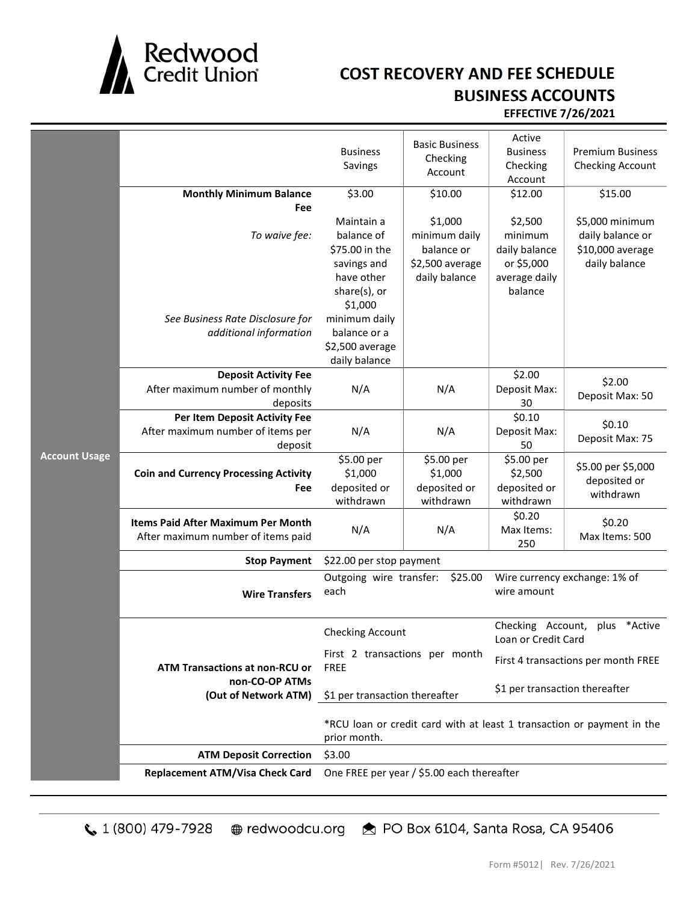Redwood Credit Union

# COST RECOVERY AND FEE SCHEDULE
## BUSINESS ACCOUNTS

**EFFECTIVE 7/26/2021**

| | | Business Savings | Basic Business Checking Account | Active Business Checking Account | Premium Business Checking Account |
|---|---|---|---|---|---|
| **Account Usage** | **Monthly Minimum Balance Fee** | $3.00 | $10.00 | $12.00 | $15.00 |
| | *To waive fee:* *See Business Rate Disclosure for additional information* | Maintain a balance of $75.00 in the savings and have other share(s), or $1,000 minimum daily balance or a $2,500 average daily balance | $1,000 minimum daily balance or $2,500 average daily balance | $2,500 minimum daily balance or $5,000 average daily balance | $5,000 minimum daily balance or $10,000 average daily balance |
| | **Deposit Activity Fee** After maximum number of monthly deposits | N/A | N/A | $2.00 Deposit Max: 30 | $2.00 Deposit Max: 50 |
| | **Per Item Deposit Activity Fee** After maximum number of items per deposit | N/A | N/A | $0.10 Deposit Max: 50 | $0.10 Deposit Max: 75 |
| | **Coin and Currency Processing Activity Fee** | $5.00 per $1,000 deposited or withdrawn | $5.00 per $1,000 deposited or withdrawn | $5.00 per $2,500 deposited or withdrawn | $5.00 per $5,000 deposited or withdrawn |
| | **Items Paid After Maximum Per Month** After maximum number of items paid | N/A | N/A | $0.20 Max Items: 250 | $0.20 Max Items: 500 |
| | **Stop Payment** | $22.00 per stop payment | | | |
| | **Wire Transfers** | Outgoing wire transfer: $25.00 each | | Wire currency exchange: 1% of wire amount | |
| | **ATM Transactions at non-RCU or non-CO-OP ATMs (Out of Network ATM)** | Checking Account | | Checking Account, plus *Active Loan or Credit Card | |
| | | First 2 transactions per month FREE | | First 4 transactions per month FREE | |
| | | $1 per transaction thereafter | | $1 per transaction thereafter | |
| | | *RCU loan or credit card with at least 1 transaction or payment in the prior month. | | | |
| | **ATM Deposit Correction** | $3.00 | | | |
| | **Replacement ATM/Visa Check Card** | One FREE per year / $5.00 each thereafter | | | |

1 (800) 479-7928 | redwoodcu.org | PO Box 6104, Santa Rosa, CA 95406

Form #5012 | Rev. 7/26/2021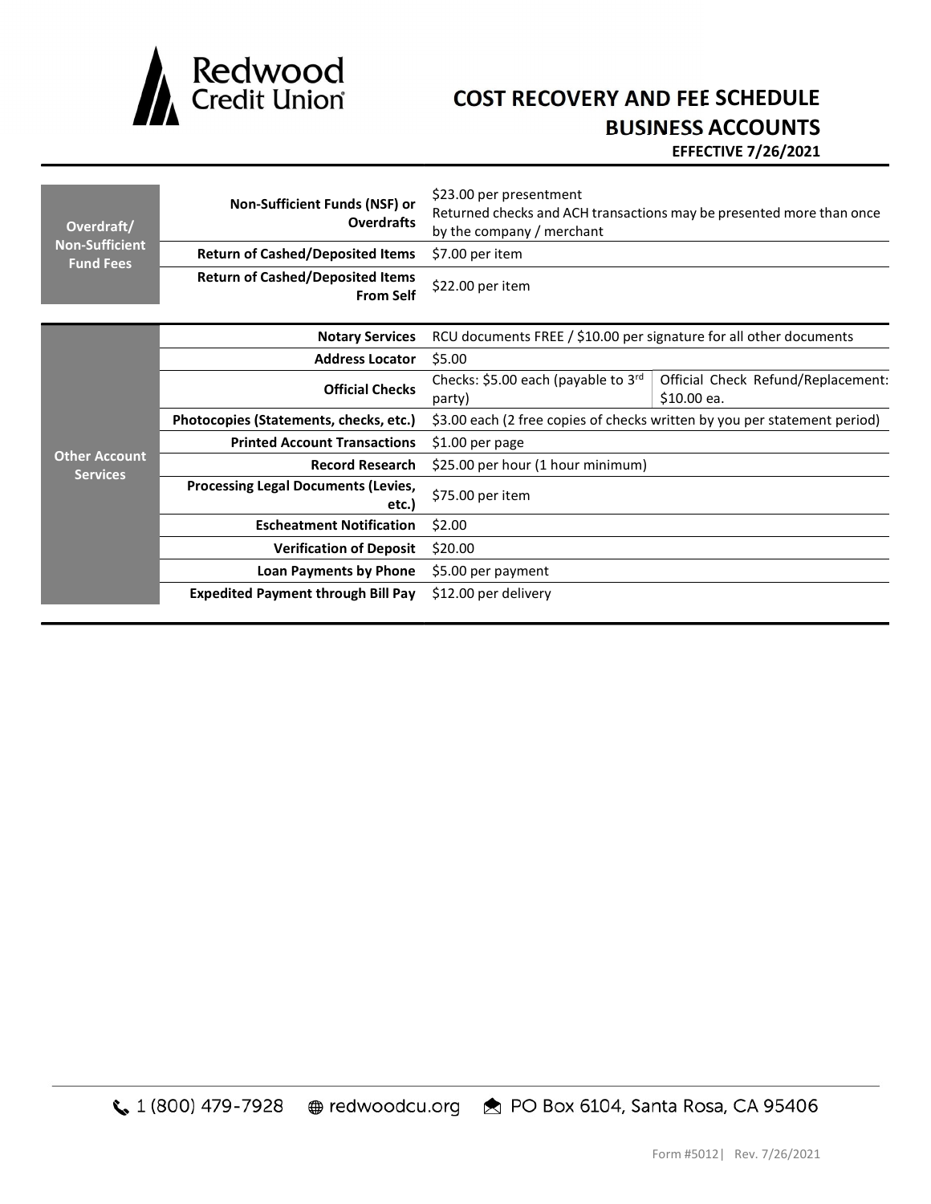Redwood Credit Union

# COST RECOVERY AND FEE SCHEDULE
## BUSINESS ACCOUNTS
**EFFECTIVE 7/26/2021**

| | | | |
|---|---|---|---|
| **Overdraft/ Non-Sufficient Fund Fees** | **Non-Sufficient Funds (NSF) or Overdrafts** | $23.00 per presentment<br>Returned checks and ACH transactions may be presented more than once by the company / merchant | |
| | **Return of Cashed/Deposited Items** | $7.00 per item | |
| | **Return of Cashed/Deposited Items From Self** | $22.00 per item | |

| | | | |
|---|---|---|---|
| **Other Account Services** | **Notary Services** | RCU documents FREE / $10.00 per signature for all other documents | |
| | **Address Locator** | $5.00 | |
| | **Official Checks** | Checks: $5.00 each (payable to 3rd party) | Official Check Refund/Replacement: $10.00 ea. |
| | **Photocopies (Statements, checks, etc.)** | $3.00 each (2 free copies of checks written by you per statement period) | |
| | **Printed Account Transactions** | $1.00 per page | |
| | **Record Research** | $25.00 per hour (1 hour minimum) | |
| | **Processing Legal Documents (Levies, etc.)** | $75.00 per item | |
| | **Escheatment Notification** | $2.00 | |
| | **Verification of Deposit** | $20.00 | |
| | **Loan Payments by Phone** | $5.00 per payment | |
| | **Expedited Payment through Bill Pay** | $12.00 per delivery | |

1 (800) 479-7928 redwoodcu.org PO Box 6104, Santa Rosa, CA 95406

Form #5012 | Rev. 7/26/2021